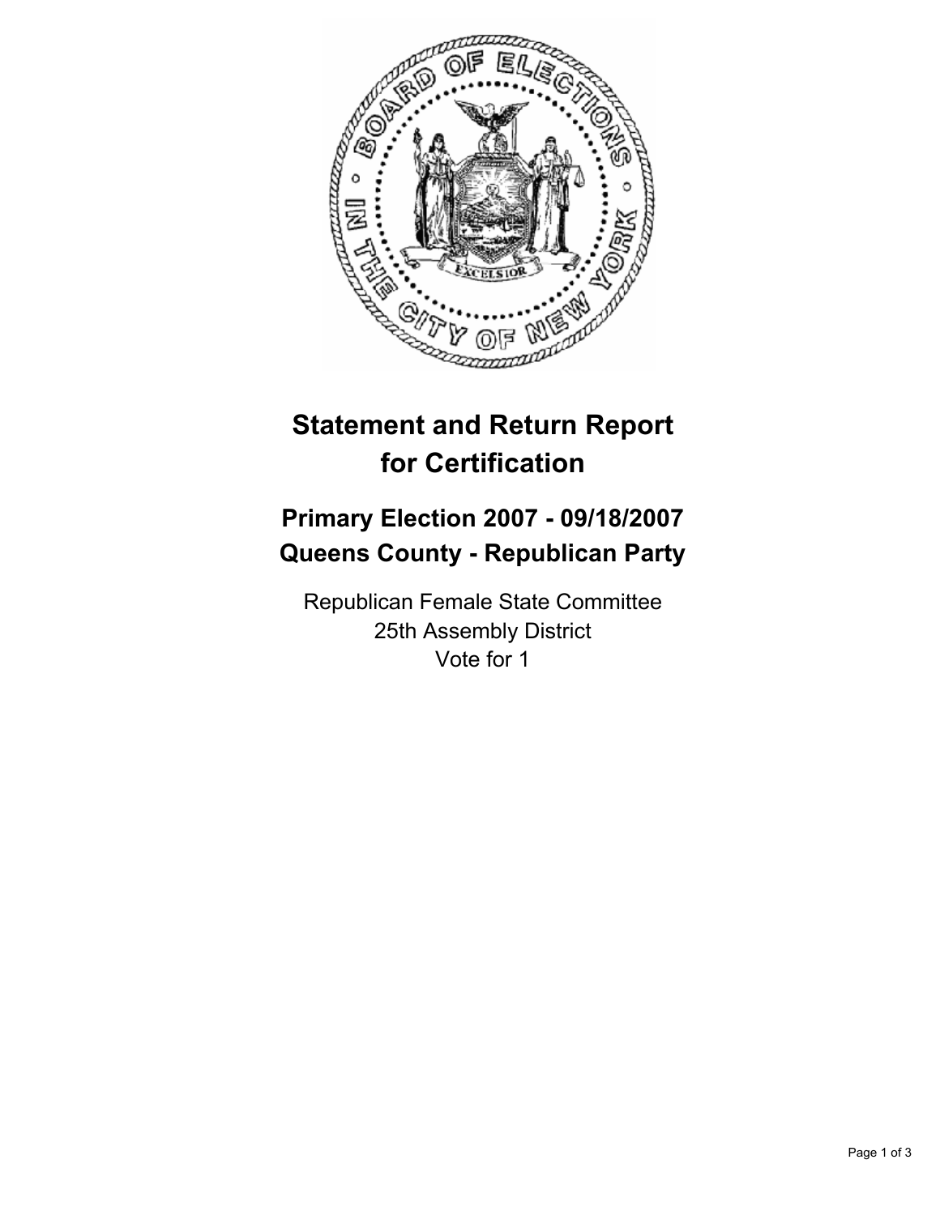# Statement and Return Report for Certification

## Primary Election 2007 - 09/18/2007
## Queens County - Republican Party

Republican Female State Committee
25th Assembly District
Vote for 1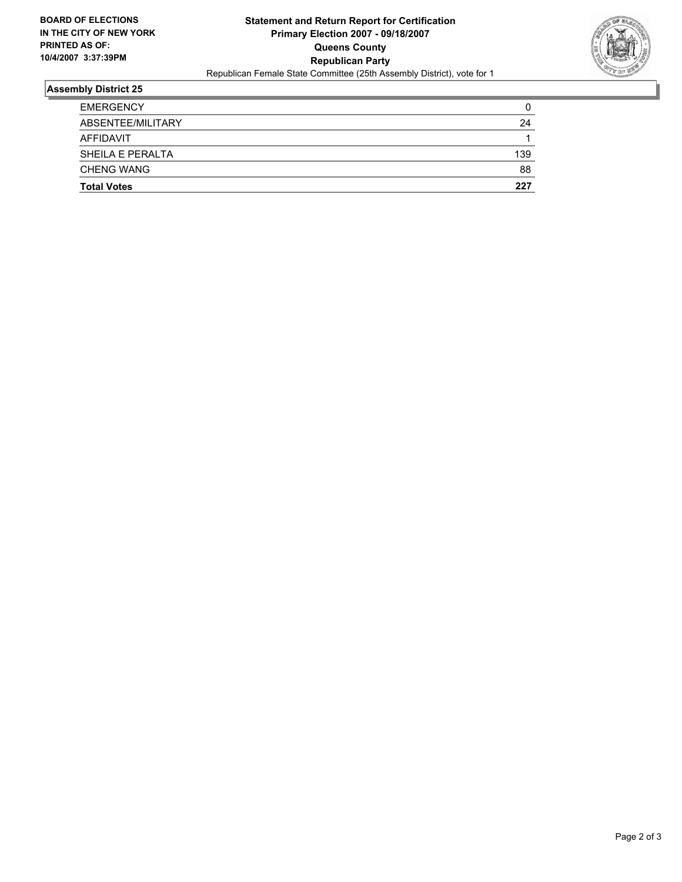**BOARD OF ELECTIONS IN THE CITY OF NEW YORK PRINTED AS OF: 10/4/2007 3:37:39PM**

# Statement and Return Report for Certification
## Primary Election 2007 - 09/18/2007
## Queens County
## Republican Party

Republican Female State Committee (25th Assembly District), vote for 1

### Assembly District 25

| | |
|---|---|
| EMERGENCY | 0 |
| ABSENTEE/MILITARY | 24 |
| AFFIDAVIT | 1 |
| SHEILA E PERALTA | 139 |
| CHENG WANG | 88 |
| **Total Votes** | **227** |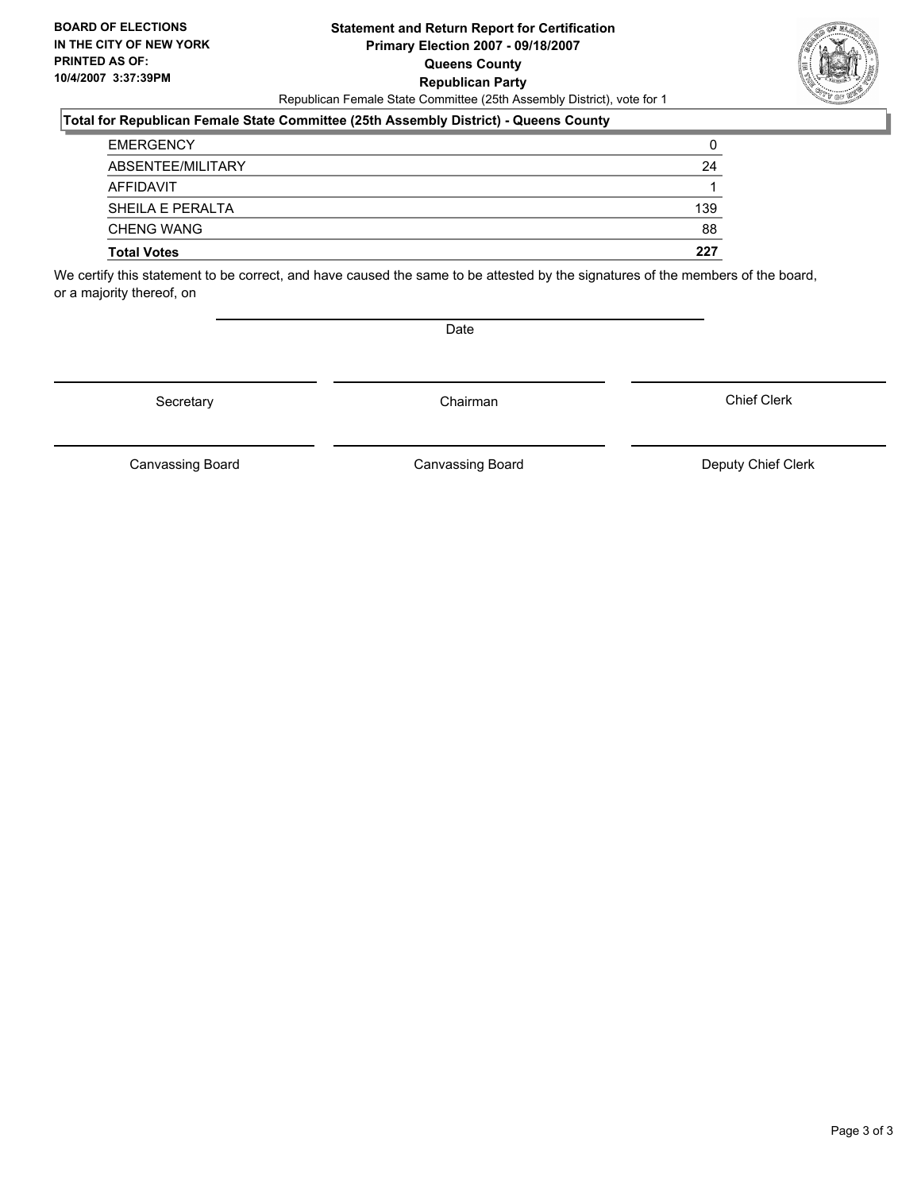**BOARD OF ELECTIONS IN THE CITY OF NEW YORK PRINTED AS OF: 10/4/2007 3:37:39PM**

**Statement and Return Report for Certification**
**Primary Election 2007 - 09/18/2007**
**Queens County**
**Republican Party**

Republican Female State Committee (25th Assembly District), vote for 1

**Total for Republican Female State Committee (25th Assembly District) - Queens County**

| | |
|---|---|
| EMERGENCY | 0 |
| ABSENTEE/MILITARY | 24 |
| AFFIDAVIT | 1 |
| SHEILA E PERALTA | 139 |
| CHENG WANG | 88 |
| **Total Votes** | **227** |

We certify this statement to be correct, and have caused the same to be attested by the signatures of the members of the board, or a majority thereof, on

Date

Secretary | Chairman | Chief Clerk

Canvassing Board | Canvassing Board | Deputy Chief Clerk